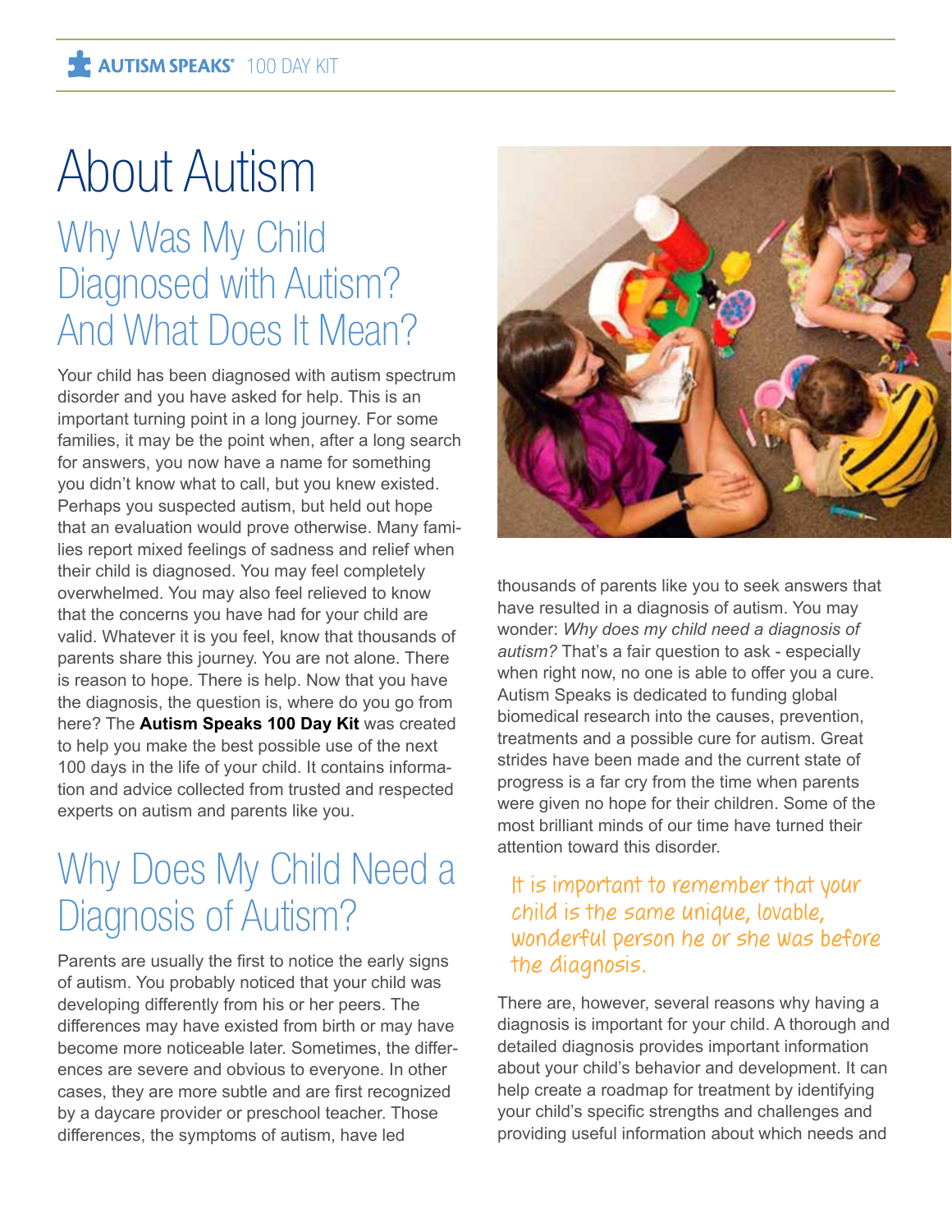# About Autism

## Why Was My Child Diagnosed with Autism? And What Does It Mean?

Your child has been diagnosed with autism spectrum disorder and you have asked for help. This is an important turning point in a long journey. For some families, it may be the point when, after a long search for answers, you now have a name for something you didn't know what to call, but you knew existed. Perhaps you suspected autism, but held out hope that an evaluation would prove otherwise. Many families report mixed feelings of sadness and relief when their child is diagnosed. You may feel completely overwhelmed. You may also feel relieved to know that the concerns you have had for your child are valid. Whatever it is you feel, know that thousands of parents share this journey. You are not alone. There is reason to hope. There is help. Now that you have the diagnosis, the question is, where do you go from here? The **Autism Speaks 100 Day Kit** was created to help you make the best possible use of the next 100 days in the life of your child. It contains information and advice collected from trusted and respected experts on autism and parents like you.

## Why Does My Child Need a Diagnosis of Autism?

Parents are usually the first to notice the early signs of autism. You probably noticed that your child was developing differently from his or her peers. The differences may have existed from birth or may have become more noticeable later. Sometimes, the differences are severe and obvious to everyone. In other cases, they are more subtle and are first recognized by a daycare provider or preschool teacher. Those differences, the symptoms of autism, have led thousands of parents like you to seek answers that have resulted in a diagnosis of autism. You may wonder: *Why does my child need a diagnosis of autism?* That's a fair question to ask - especially when right now, no one is able to offer you a cure. Autism Speaks is dedicated to funding global biomedical research into the causes, prevention, treatments and a possible cure for autism. Great strides have been made and the current state of progress is a far cry from the time when parents were given no hope for their children. Some of the most brilliant minds of our time have turned their attention toward this disorder.

It is important to remember that your child is the same unique, lovable, wonderful person he or she was before the diagnosis.

There are, however, several reasons why having a diagnosis is important for your child. A thorough and detailed diagnosis provides important information about your child's behavior and development. It can help create a roadmap for treatment by identifying your child's specific strengths and challenges and providing useful information about which needs and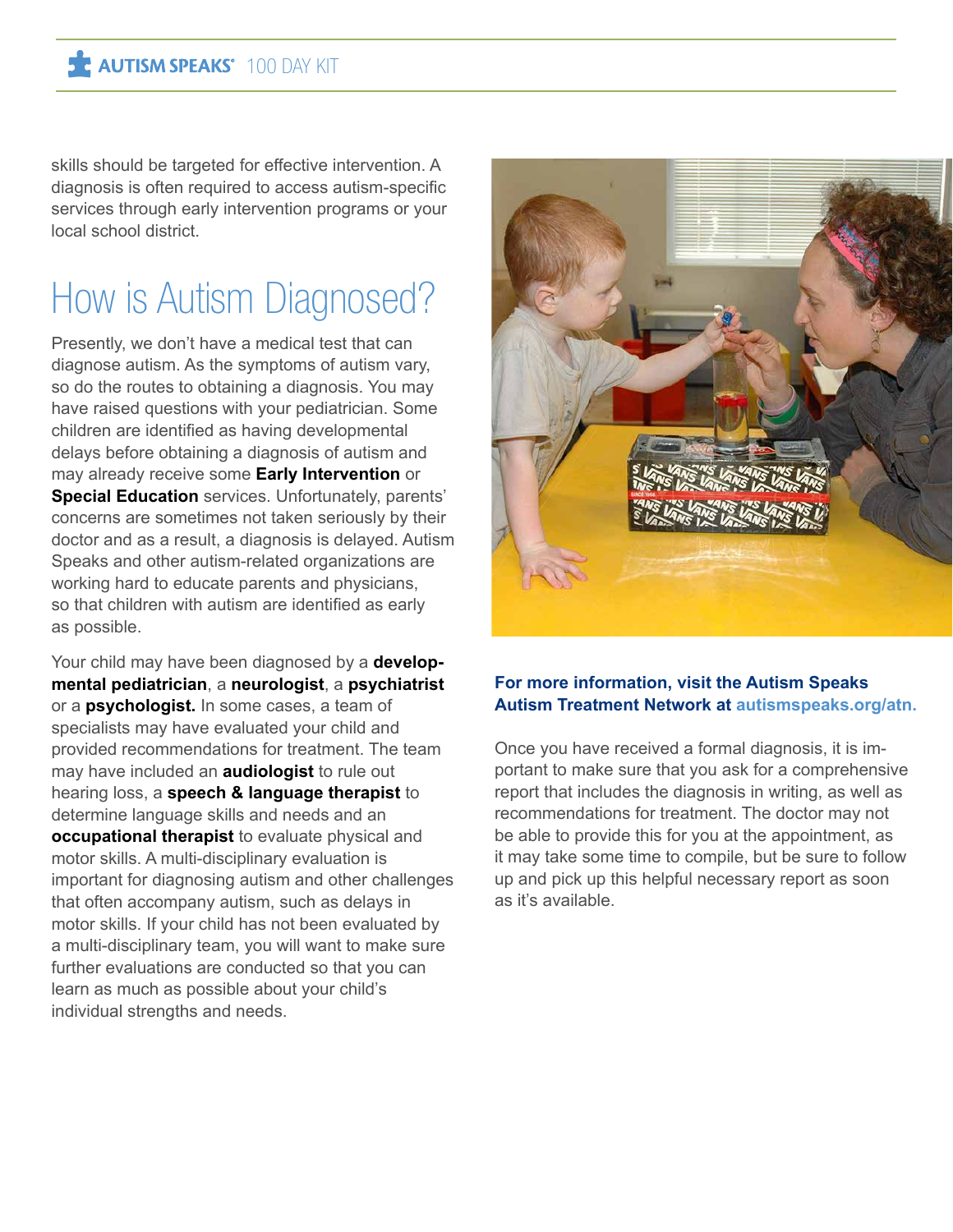skills should be targeted for effective intervention. A diagnosis is often required to access autism-specific services through early intervention programs or your local school district.

# How is Autism Diagnosed?

Presently, we don't have a medical test that can diagnose autism. As the symptoms of autism vary, so do the routes to obtaining a diagnosis. You may have raised questions with your pediatrician. Some children are identified as having developmental delays before obtaining a diagnosis of autism and may already receive some **Early Intervention** or **Special Education** services. Unfortunately, parents' concerns are sometimes not taken seriously by their doctor and as a result, a diagnosis is delayed. Autism Speaks and other autism-related organizations are working hard to educate parents and physicians, so that children with autism are identified as early as possible.

Your child may have been diagnosed by a **developmental pediatrician**, a **neurologist**, a **psychiatrist** or a **psychologist.** In some cases, a team of specialists may have evaluated your child and provided recommendations for treatment. The team may have included an **audiologist** to rule out hearing loss, a **speech & language therapist** to determine language skills and needs and an **occupational therapist** to evaluate physical and motor skills. A multi-disciplinary evaluation is important for diagnosing autism and other challenges that often accompany autism, such as delays in motor skills. If your child has not been evaluated by a multi-disciplinary team, you will want to make sure further evaluations are conducted so that you can learn as much as possible about your child's individual strengths and needs.

**For more information, visit the Autism Speaks Autism Treatment Network at autismspeaks.org/atn.**

Once you have received a formal diagnosis, it is important to make sure that you ask for a comprehensive report that includes the diagnosis in writing, as well as recommendations for treatment. The doctor may not be able to provide this for you at the appointment, as it may take some time to compile, but be sure to follow up and pick up this helpful necessary report as soon as it's available.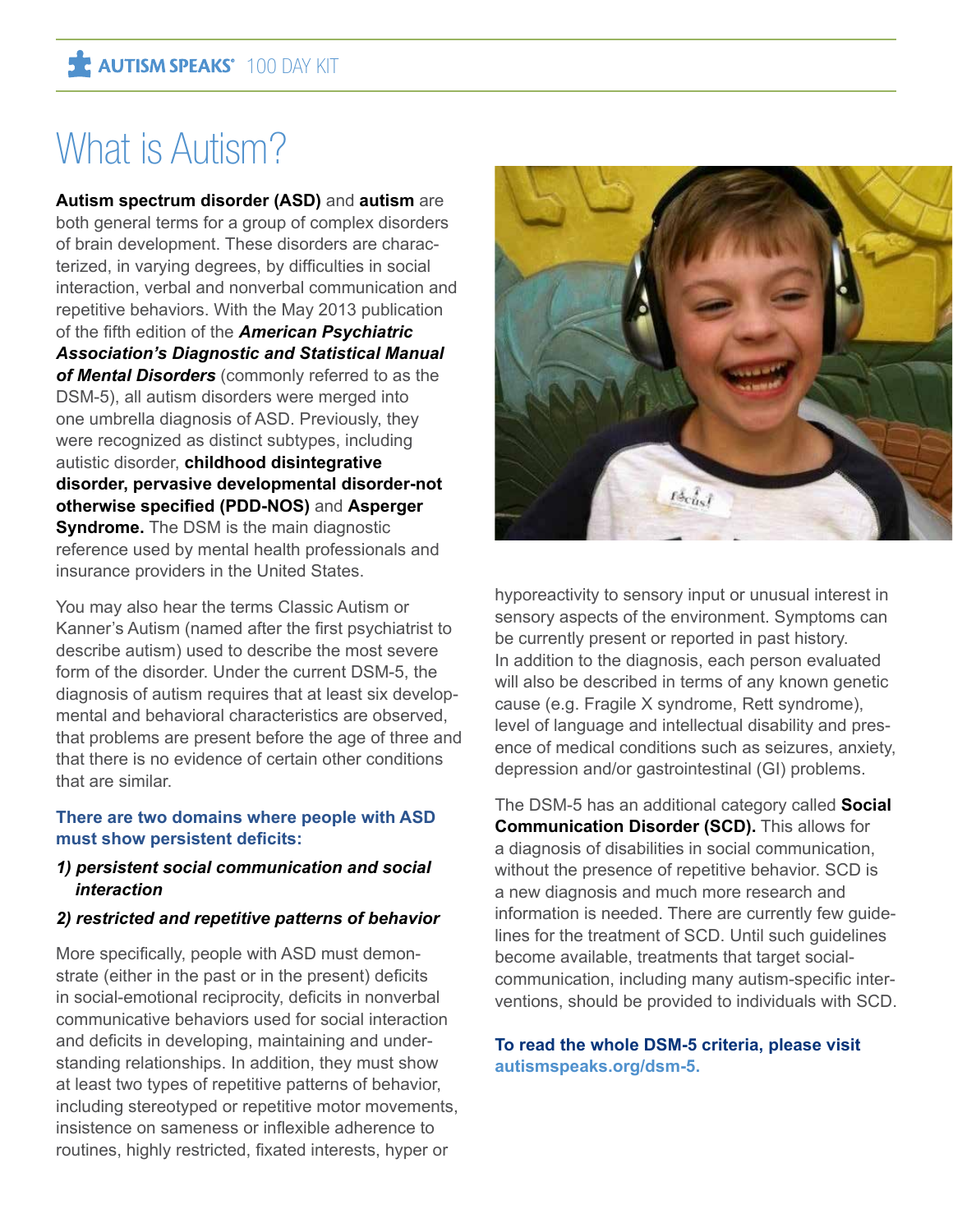# What is Autism?

**Autism spectrum disorder (ASD)** and **autism** are both general terms for a group of complex disorders of brain development. These disorders are characterized, in varying degrees, by difficulties in social interaction, verbal and nonverbal communication and repetitive behaviors. With the May 2013 publication of the fifth edition of the ***American Psychiatric Association's Diagnostic and Statistical Manual of Mental Disorders*** (commonly referred to as the DSM-5), all autism disorders were merged into one umbrella diagnosis of ASD. Previously, they were recognized as distinct subtypes, including autistic disorder, **childhood disintegrative disorder, pervasive developmental disorder-not otherwise specified (PDD-NOS)** and **Asperger Syndrome.** The DSM is the main diagnostic reference used by mental health professionals and insurance providers in the United States.

You may also hear the terms Classic Autism or Kanner's Autism (named after the first psychiatrist to describe autism) used to describe the most severe form of the disorder. Under the current DSM-5, the diagnosis of autism requires that at least six developmental and behavioral characteristics are observed, that problems are present before the age of three and that there is no evidence of certain other conditions that are similar.

**There are two domains where people with ASD must show persistent deficits:**

1) ***persistent social communication and social interaction***

2) ***restricted and repetitive patterns of behavior***

More specifically, people with ASD must demonstrate (either in the past or in the present) deficits in social-emotional reciprocity, deficits in nonverbal communicative behaviors used for social interaction and deficits in developing, maintaining and understanding relationships. In addition, they must show at least two types of repetitive patterns of behavior, including stereotyped or repetitive motor movements, insistence on sameness or inflexible adherence to routines, highly restricted, fixated interests, hyper or hyporeactivity to sensory input or unusual interest in sensory aspects of the environment. Symptoms can be currently present or reported in past history. In addition to the diagnosis, each person evaluated will also be described in terms of any known genetic cause (e.g. Fragile X syndrome, Rett syndrome), level of language and intellectual disability and presence of medical conditions such as seizures, anxiety, depression and/or gastrointestinal (GI) problems.

The DSM-5 has an additional category called **Social Communication Disorder (SCD).** This allows for a diagnosis of disabilities in social communication, without the presence of repetitive behavior. SCD is a new diagnosis and much more research and information is needed. There are currently few guidelines for the treatment of SCD. Until such guidelines become available, treatments that target social-communication, including many autism-specific interventions, should be provided to individuals with SCD.

**To read the whole DSM-5 criteria, please visit autismspeaks.org/dsm-5.**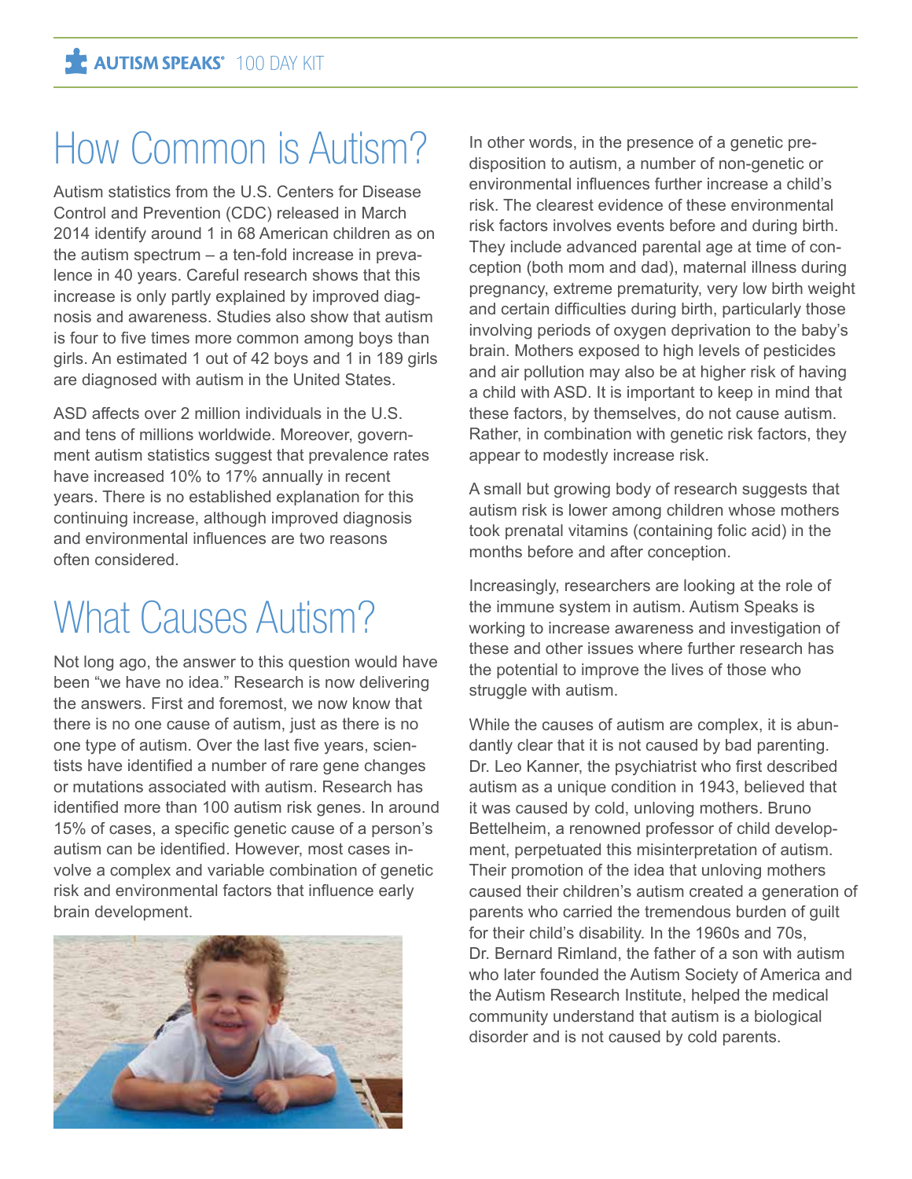# How Common is Autism?

Autism statistics from the U.S. Centers for Disease Control and Prevention (CDC) released in March 2014 identify around 1 in 68 American children as on the autism spectrum – a ten-fold increase in prevalence in 40 years. Careful research shows that this increase is only partly explained by improved diagnosis and awareness. Studies also show that autism is four to five times more common among boys than girls. An estimated 1 out of 42 boys and 1 in 189 girls are diagnosed with autism in the United States.

ASD affects over 2 million individuals in the U.S. and tens of millions worldwide. Moreover, government autism statistics suggest that prevalence rates have increased 10% to 17% annually in recent years. There is no established explanation for this continuing increase, although improved diagnosis and environmental influences are two reasons often considered.

# What Causes Autism?

Not long ago, the answer to this question would have been "we have no idea." Research is now delivering the answers. First and foremost, we now know that there is no one cause of autism, just as there is no one type of autism. Over the last five years, scientists have identified a number of rare gene changes or mutations associated with autism. Research has identified more than 100 autism risk genes. In around 15% of cases, a specific genetic cause of a person's autism can be identified. However, most cases involve a complex and variable combination of genetic risk and environmental factors that influence early brain development.

In other words, in the presence of a genetic predisposition to autism, a number of non-genetic or environmental influences further increase a child's risk. The clearest evidence of these environmental risk factors involves events before and during birth. They include advanced parental age at time of conception (both mom and dad), maternal illness during pregnancy, extreme prematurity, very low birth weight and certain difficulties during birth, particularly those involving periods of oxygen deprivation to the baby's brain. Mothers exposed to high levels of pesticides and air pollution may also be at higher risk of having a child with ASD. It is important to keep in mind that these factors, by themselves, do not cause autism. Rather, in combination with genetic risk factors, they appear to modestly increase risk.

A small but growing body of research suggests that autism risk is lower among children whose mothers took prenatal vitamins (containing folic acid) in the months before and after conception.

Increasingly, researchers are looking at the role of the immune system in autism. Autism Speaks is working to increase awareness and investigation of these and other issues where further research has the potential to improve the lives of those who struggle with autism.

While the causes of autism are complex, it is abundantly clear that it is not caused by bad parenting. Dr. Leo Kanner, the psychiatrist who first described autism as a unique condition in 1943, believed that it was caused by cold, unloving mothers. Bruno Bettelheim, a renowned professor of child development, perpetuated this misinterpretation of autism. Their promotion of the idea that unloving mothers caused their children's autism created a generation of parents who carried the tremendous burden of guilt for their child's disability. In the 1960s and 70s, Dr. Bernard Rimland, the father of a son with autism who later founded the Autism Society of America and the Autism Research Institute, helped the medical community understand that autism is a biological disorder and is not caused by cold parents.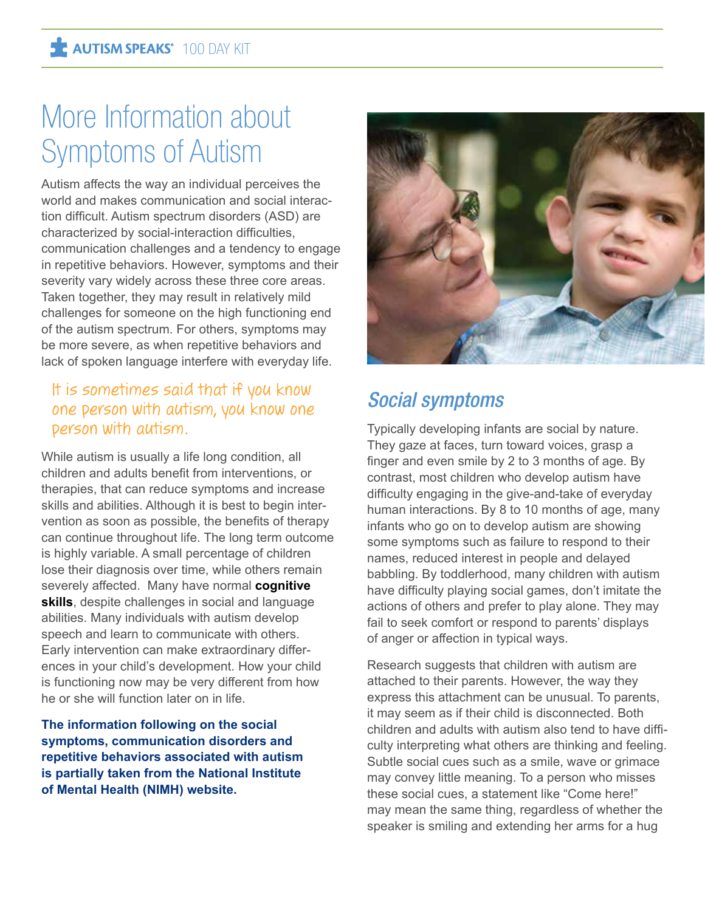# More Information about Symptoms of Autism

Autism affects the way an individual perceives the world and makes communication and social interaction difficult. Autism spectrum disorders (ASD) are characterized by social-interaction difficulties, communication challenges and a tendency to engage in repetitive behaviors. However, symptoms and their severity vary widely across these three core areas. Taken together, they may result in relatively mild challenges for someone on the high functioning end of the autism spectrum. For others, symptoms may be more severe, as when repetitive behaviors and lack of spoken language interfere with everyday life.

It is sometimes said that if you know one person with autism, you know one person with autism.

While autism is usually a life long condition, all children and adults benefit from interventions, or therapies, that can reduce symptoms and increase skills and abilities. Although it is best to begin intervention as soon as possible, the benefits of therapy can continue throughout life. The long term outcome is highly variable. A small percentage of children lose their diagnosis over time, while others remain severely affected. Many have normal **cognitive skills**, despite challenges in social and language abilities. Many individuals with autism develop speech and learn to communicate with others. Early intervention can make extraordinary differences in your child's development. How your child is functioning now may be very different from how he or she will function later on in life.

**The information following on the social symptoms, communication disorders and repetitive behaviors associated with autism is partially taken from the National Institute of Mental Health (NIMH) website.**

## *Social symptoms*

Typically developing infants are social by nature. They gaze at faces, turn toward voices, grasp a finger and even smile by 2 to 3 months of age. By contrast, most children who develop autism have difficulty engaging in the give-and-take of everyday human interactions. By 8 to 10 months of age, many infants who go on to develop autism are showing some symptoms such as failure to respond to their names, reduced interest in people and delayed babbling. By toddlerhood, many children with autism have difficulty playing social games, don't imitate the actions of others and prefer to play alone. They may fail to seek comfort or respond to parents' displays of anger or affection in typical ways.

Research suggests that children with autism are attached to their parents. However, the way they express this attachment can be unusual. To parents, it may seem as if their child is disconnected. Both children and adults with autism also tend to have difficulty interpreting what others are thinking and feeling. Subtle social cues such as a smile, wave or grimace may convey little meaning. To a person who misses these social cues, a statement like "Come here!" may mean the same thing, regardless of whether the speaker is smiling and extending her arms for a hug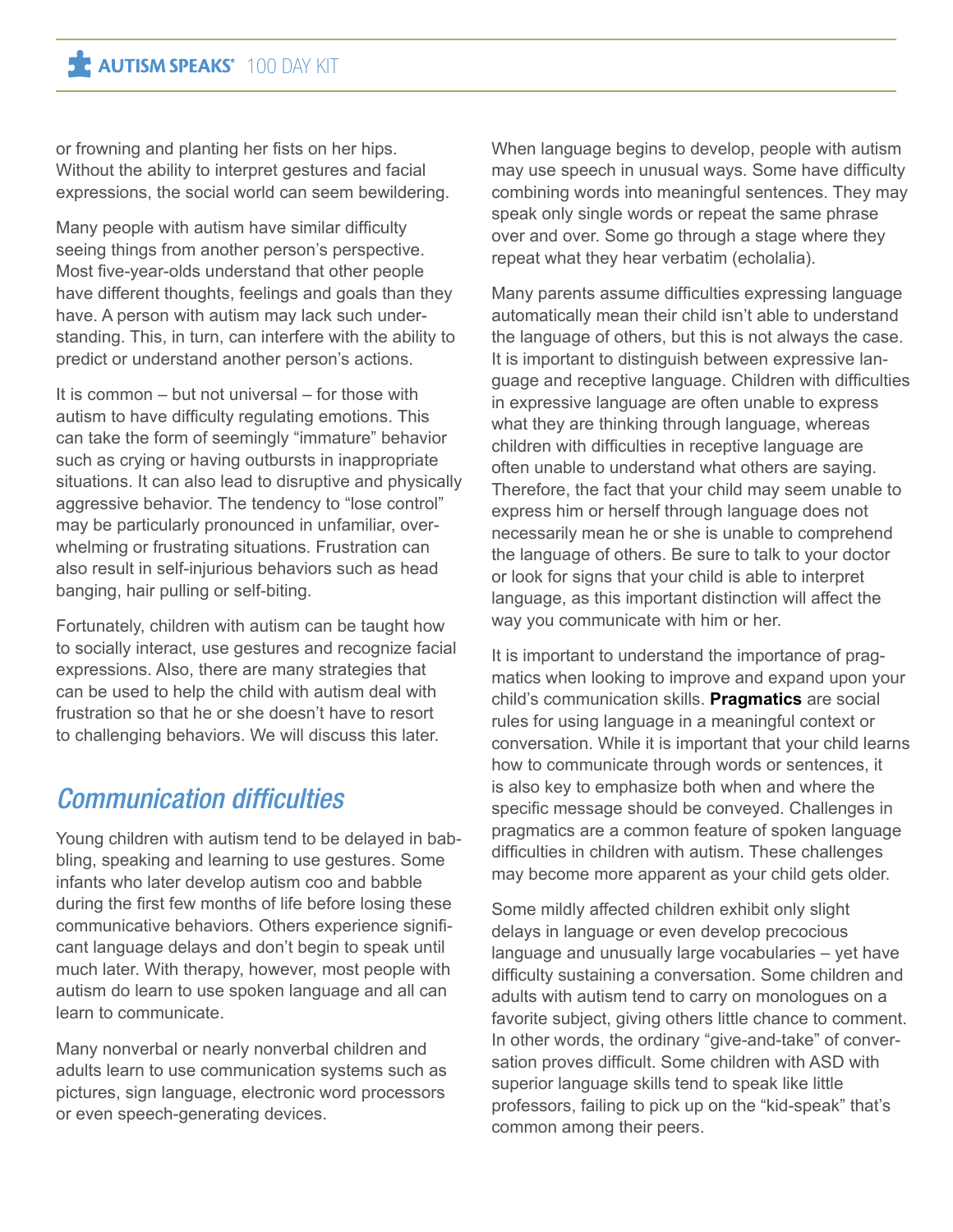or frowning and planting her fists on her hips. Without the ability to interpret gestures and facial expressions, the social world can seem bewildering.

Many people with autism have similar difficulty seeing things from another person's perspective. Most five-year-olds understand that other people have different thoughts, feelings and goals than they have. A person with autism may lack such understanding. This, in turn, can interfere with the ability to predict or understand another person's actions.

It is common – but not universal – for those with autism to have difficulty regulating emotions. This can take the form of seemingly "immature" behavior such as crying or having outbursts in inappropriate situations. It can also lead to disruptive and physically aggressive behavior. The tendency to "lose control" may be particularly pronounced in unfamiliar, overwhelming or frustrating situations. Frustration can also result in self-injurious behaviors such as head banging, hair pulling or self-biting.

Fortunately, children with autism can be taught how to socially interact, use gestures and recognize facial expressions. Also, there are many strategies that can be used to help the child with autism deal with frustration so that he or she doesn't have to resort to challenging behaviors. We will discuss this later.

## *Communication difficulties*

Young children with autism tend to be delayed in babbling, speaking and learning to use gestures. Some infants who later develop autism coo and babble during the first few months of life before losing these communicative behaviors. Others experience significant language delays and don't begin to speak until much later. With therapy, however, most people with autism do learn to use spoken language and all can learn to communicate.

Many nonverbal or nearly nonverbal children and adults learn to use communication systems such as pictures, sign language, electronic word processors or even speech-generating devices.

When language begins to develop, people with autism may use speech in unusual ways. Some have difficulty combining words into meaningful sentences. They may speak only single words or repeat the same phrase over and over. Some go through a stage where they repeat what they hear verbatim (echolalia).

Many parents assume difficulties expressing language automatically mean their child isn't able to understand the language of others, but this is not always the case. It is important to distinguish between expressive language and receptive language. Children with difficulties in expressive language are often unable to express what they are thinking through language, whereas children with difficulties in receptive language are often unable to understand what others are saying. Therefore, the fact that your child may seem unable to express him or herself through language does not necessarily mean he or she is unable to comprehend the language of others. Be sure to talk to your doctor or look for signs that your child is able to interpret language, as this important distinction will affect the way you communicate with him or her.

It is important to understand the importance of pragmatics when looking to improve and expand upon your child's communication skills. **Pragmatics** are social rules for using language in a meaningful context or conversation. While it is important that your child learns how to communicate through words or sentences, it is also key to emphasize both when and where the specific message should be conveyed. Challenges in pragmatics are a common feature of spoken language difficulties in children with autism. These challenges may become more apparent as your child gets older.

Some mildly affected children exhibit only slight delays in language or even develop precocious language and unusually large vocabularies – yet have difficulty sustaining a conversation. Some children and adults with autism tend to carry on monologues on a favorite subject, giving others little chance to comment. In other words, the ordinary "give-and-take" of conversation proves difficult. Some children with ASD with superior language skills tend to speak like little professors, failing to pick up on the "kid-speak" that's common among their peers.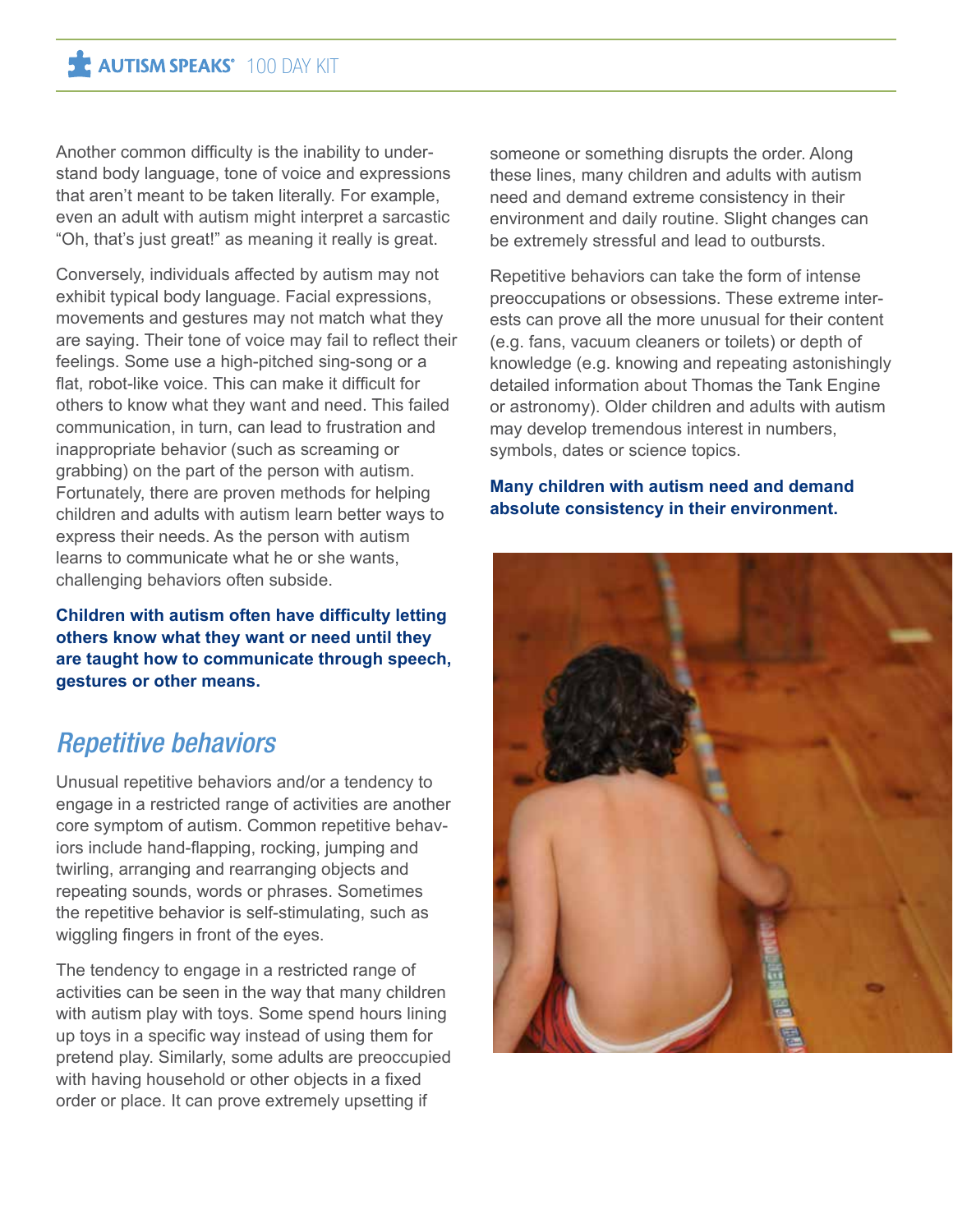Another common difficulty is the inability to understand body language, tone of voice and expressions that aren't meant to be taken literally. For example, even an adult with autism might interpret a sarcastic "Oh, that's just great!" as meaning it really is great.

Conversely, individuals affected by autism may not exhibit typical body language. Facial expressions, movements and gestures may not match what they are saying. Their tone of voice may fail to reflect their feelings. Some use a high-pitched sing-song or a flat, robot-like voice. This can make it difficult for others to know what they want and need. This failed communication, in turn, can lead to frustration and inappropriate behavior (such as screaming or grabbing) on the part of the person with autism. Fortunately, there are proven methods for helping children and adults with autism learn better ways to express their needs. As the person with autism learns to communicate what he or she wants, challenging behaviors often subside.

**Children with autism often have difficulty letting others know what they want or need until they are taught how to communicate through speech, gestures or other means.**

## *Repetitive behaviors*

Unusual repetitive behaviors and/or a tendency to engage in a restricted range of activities are another core symptom of autism. Common repetitive behaviors include hand-flapping, rocking, jumping and twirling, arranging and rearranging objects and repeating sounds, words or phrases. Sometimes the repetitive behavior is self-stimulating, such as wiggling fingers in front of the eyes.

The tendency to engage in a restricted range of activities can be seen in the way that many children with autism play with toys. Some spend hours lining up toys in a specific way instead of using them for pretend play. Similarly, some adults are preoccupied with having household or other objects in a fixed order or place. It can prove extremely upsetting if someone or something disrupts the order. Along these lines, many children and adults with autism need and demand extreme consistency in their environment and daily routine. Slight changes can be extremely stressful and lead to outbursts.

Repetitive behaviors can take the form of intense preoccupations or obsessions. These extreme interests can prove all the more unusual for their content (e.g. fans, vacuum cleaners or toilets) or depth of knowledge (e.g. knowing and repeating astonishingly detailed information about Thomas the Tank Engine or astronomy). Older children and adults with autism may develop tremendous interest in numbers, symbols, dates or science topics.

**Many children with autism need and demand absolute consistency in their environment.**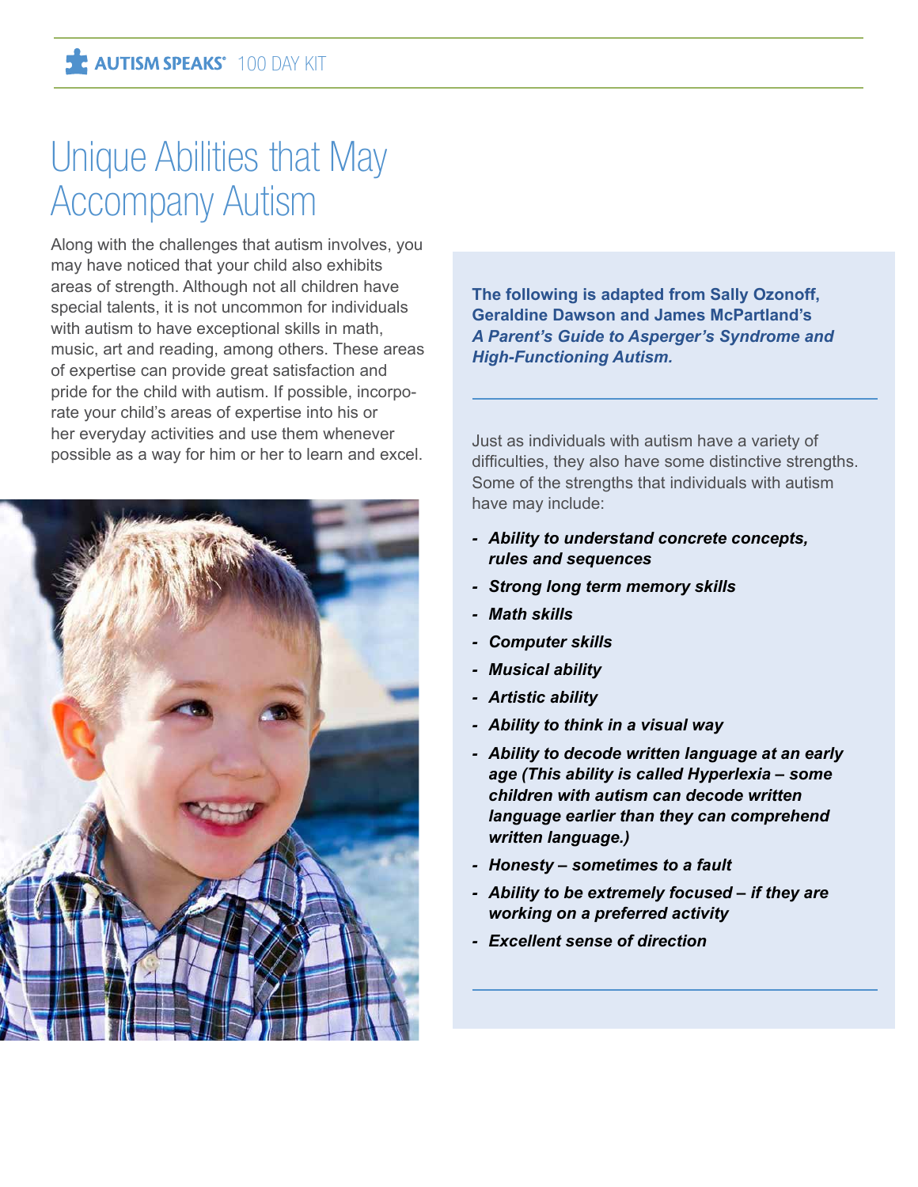# Unique Abilities that May Accompany Autism

Along with the challenges that autism involves, you may have noticed that your child also exhibits areas of strength. Although not all children have special talents, it is not uncommon for individuals with autism to have exceptional skills in math, music, art and reading, among others. These areas of expertise can provide great satisfaction and pride for the child with autism. If possible, incorporate your child's areas of expertise into his or her everyday activities and use them whenever possible as a way for him or her to learn and excel.

**The following is adapted from Sally Ozonoff, Geraldine Dawson and James McPartland's *A Parent's Guide to Asperger's Syndrome and High-Functioning Autism.***

Just as individuals with autism have a variety of difficulties, they also have some distinctive strengths. Some of the strengths that individuals with autism have may include:

- ***Ability to understand concrete concepts, rules and sequences***
- ***Strong long term memory skills***
- ***Math skills***
- ***Computer skills***
- ***Musical ability***
- ***Artistic ability***
- ***Ability to think in a visual way***
- ***Ability to decode written language at an early age (This ability is called Hyperlexia – some children with autism can decode written language earlier than they can comprehend written language.)***
- ***Honesty – sometimes to a fault***
- ***Ability to be extremely focused – if they are working on a preferred activity***
- ***Excellent sense of direction***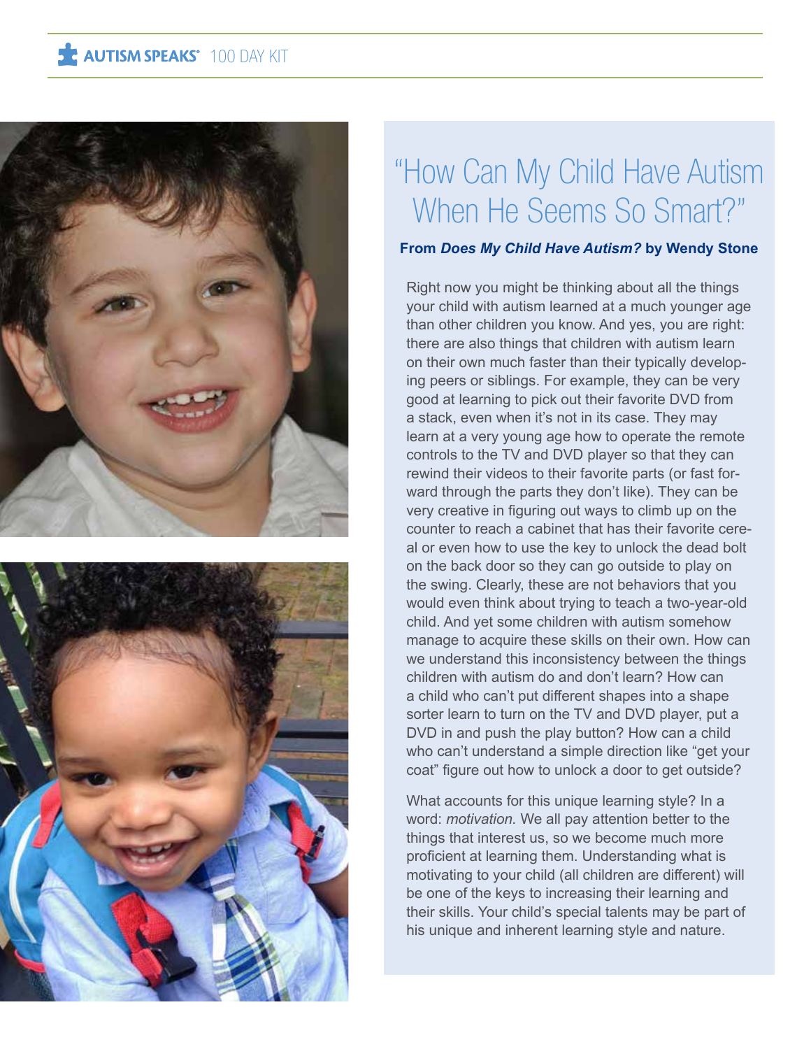# "How Can My Child Have Autism When He Seems So Smart?"

**From *Does My Child Have Autism?* by Wendy Stone**

Right now you might be thinking about all the things your child with autism learned at a much younger age than other children you know. And yes, you are right: there are also things that children with autism learn on their own much faster than their typically developing peers or siblings. For example, they can be very good at learning to pick out their favorite DVD from a stack, even when it's not in its case. They may learn at a very young age how to operate the remote controls to the TV and DVD player so that they can rewind their videos to their favorite parts (or fast forward through the parts they don't like). They can be very creative in figuring out ways to climb up on the counter to reach a cabinet that has their favorite cereal or even how to use the key to unlock the dead bolt on the back door so they can go outside to play on the swing. Clearly, these are not behaviors that you would even think about trying to teach a two-year-old child. And yet some children with autism somehow manage to acquire these skills on their own. How can we understand this inconsistency between the things children with autism do and don't learn? How can a child who can't put different shapes into a shape sorter learn to turn on the TV and DVD player, put a DVD in and push the play button? How can a child who can't understand a simple direction like "get your coat" figure out how to unlock a door to get outside?

What accounts for this unique learning style? In a word: *motivation*. We all pay attention better to the things that interest us, so we become much more proficient at learning them. Understanding what is motivating to your child (all children are different) will be one of the keys to increasing their learning and their skills. Your child's special talents may be part of his unique and inherent learning style and nature.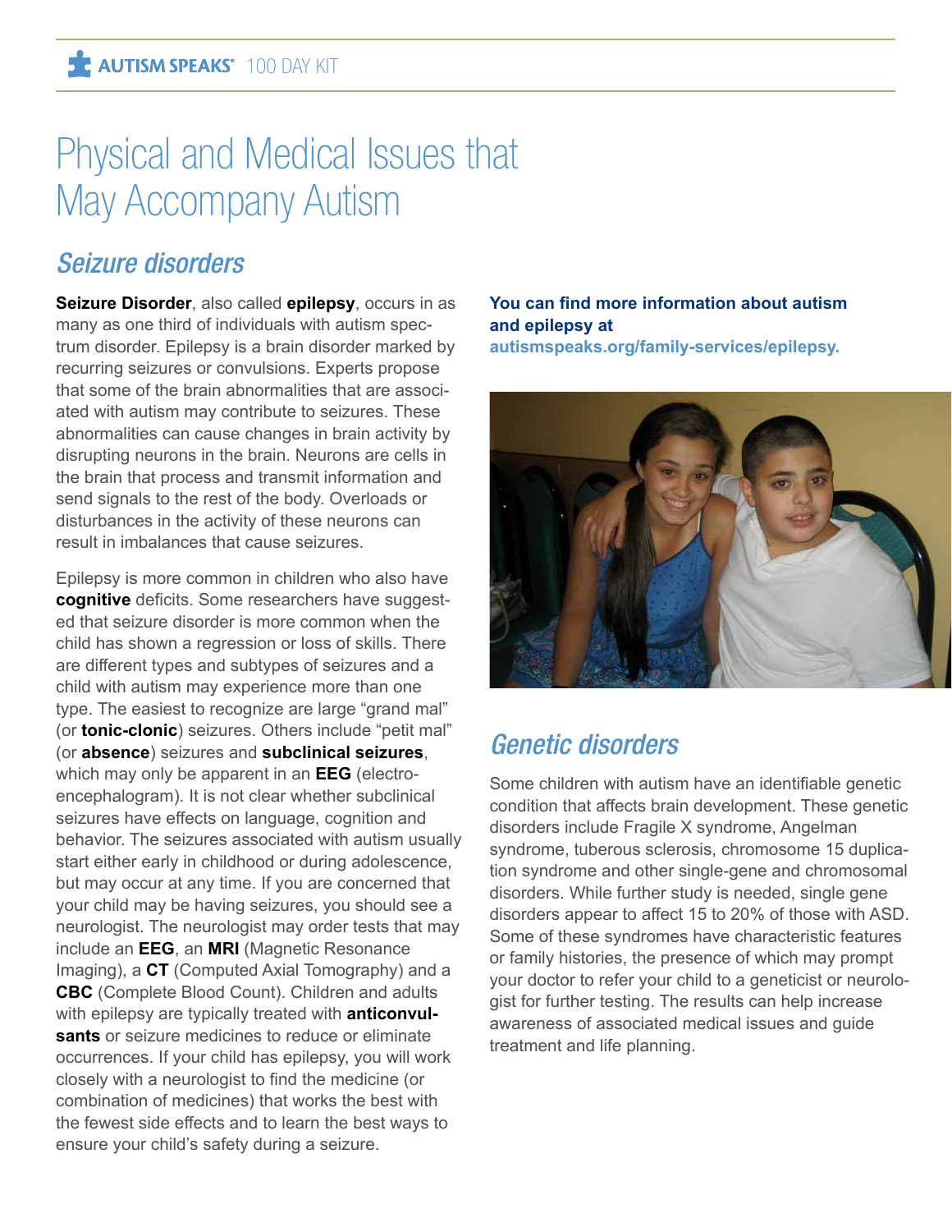# Physical and Medical Issues that May Accompany Autism

## *Seizure disorders*

**Seizure Disorder**, also called **epilepsy**, occurs in as many as one third of individuals with autism spectrum disorder. Epilepsy is a brain disorder marked by recurring seizures or convulsions. Experts propose that some of the brain abnormalities that are associated with autism may contribute to seizures. These abnormalities can cause changes in brain activity by disrupting neurons in the brain. Neurons are cells in the brain that process and transmit information and send signals to the rest of the body. Overloads or disturbances in the activity of these neurons can result in imbalances that cause seizures.

Epilepsy is more common in children who also have **cognitive** deficits. Some researchers have suggested that seizure disorder is more common when the child has shown a regression or loss of skills. There are different types and subtypes of seizures and a child with autism may experience more than one type. The easiest to recognize are large "grand mal" (or **tonic-clonic**) seizures. Others include "petit mal" (or **absence**) seizures and **subclinical seizures**, which may only be apparent in an **EEG** (electroencephalogram). It is not clear whether subclinical seizures have effects on language, cognition and behavior. The seizures associated with autism usually start either early in childhood or during adolescence, but may occur at any time. If you are concerned that your child may be having seizures, you should see a neurologist. The neurologist may order tests that may include an **EEG**, an **MRI** (Magnetic Resonance Imaging), a **CT** (Computed Axial Tomography) and a **CBC** (Complete Blood Count). Children and adults with epilepsy are typically treated with **anticonvulsants** or seizure medicines to reduce or eliminate occurrences. If your child has epilepsy, you will work closely with a neurologist to find the medicine (or combination of medicines) that works the best with the fewest side effects and to learn the best ways to ensure your child's safety during a seizure.

**You can find more information about autism and epilepsy at autismspeaks.org/family-services/epilepsy.**

## *Genetic disorders*

Some children with autism have an identifiable genetic condition that affects brain development. These genetic disorders include Fragile X syndrome, Angelman syndrome, tuberous sclerosis, chromosome 15 duplication syndrome and other single-gene and chromosomal disorders. While further study is needed, single gene disorders appear to affect 15 to 20% of those with ASD. Some of these syndromes have characteristic features or family histories, the presence of which may prompt your doctor to refer your child to a geneticist or neurologist for further testing. The results can help increase awareness of associated medical issues and guide treatment and life planning.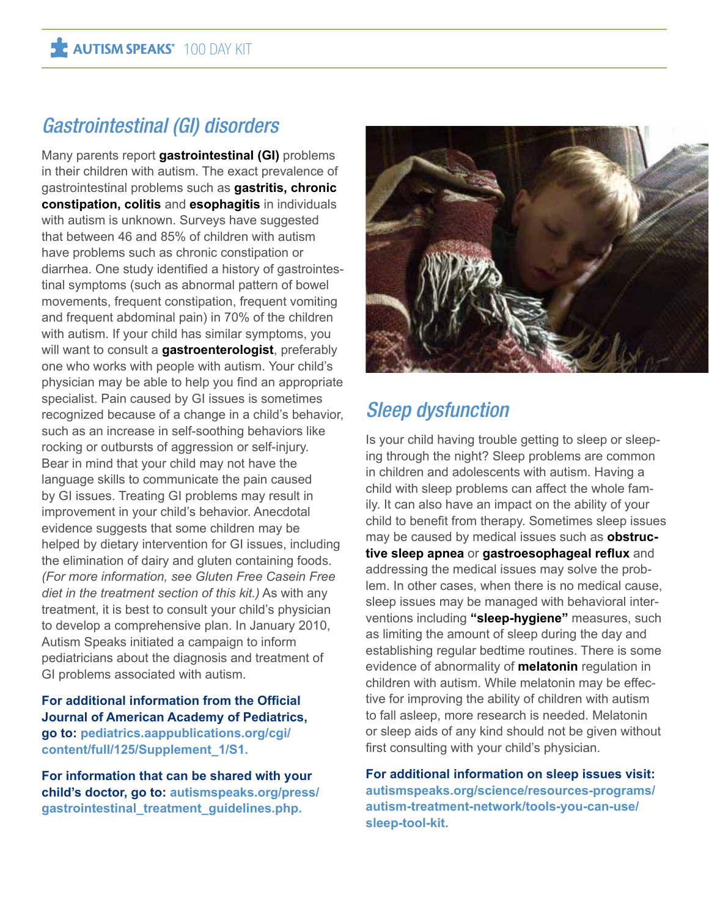## *Gastrointestinal (GI) disorders*

Many parents report **gastrointestinal (GI)** problems in their children with autism. The exact prevalence of gastrointestinal problems such as **gastritis, chronic constipation, colitis** and **esophagitis** in individuals with autism is unknown. Surveys have suggested that between 46 and 85% of children with autism have problems such as chronic constipation or diarrhea. One study identified a history of gastrointestinal symptoms (such as abnormal pattern of bowel movements, frequent constipation, frequent vomiting and frequent abdominal pain) in 70% of the children with autism. If your child has similar symptoms, you will want to consult a **gastroenterologist**, preferably one who works with people with autism. Your child's physician may be able to help you find an appropriate specialist. Pain caused by GI issues is sometimes recognized because of a change in a child's behavior, such as an increase in self-soothing behaviors like rocking or outbursts of aggression or self-injury. Bear in mind that your child may not have the language skills to communicate the pain caused by GI issues. Treating GI problems may result in improvement in your child's behavior. Anecdotal evidence suggests that some children may be helped by dietary intervention for GI issues, including the elimination of dairy and gluten containing foods. *(For more information, see Gluten Free Casein Free diet in the treatment section of this kit.)* As with any treatment, it is best to consult your child's physician to develop a comprehensive plan. In January 2010, Autism Speaks initiated a campaign to inform pediatricians about the diagnosis and treatment of GI problems associated with autism.

**For additional information from the Official Journal of American Academy of Pediatrics, go to: pediatrics.aappublications.org/cgi/content/full/125/Supplement_1/S1.**

**For information that can be shared with your child's doctor, go to: autismspeaks.org/press/gastrointestinal_treatment_guidelines.php.**

## *Sleep dysfunction*

Is your child having trouble getting to sleep or sleeping through the night? Sleep problems are common in children and adolescents with autism. Having a child with sleep problems can affect the whole family. It can also have an impact on the ability of your child to benefit from therapy. Sometimes sleep issues may be caused by medical issues such as **obstructive sleep apnea** or **gastroesophageal reflux** and addressing the medical issues may solve the problem. In other cases, when there is no medical cause, sleep issues may be managed with behavioral interventions including **"sleep-hygiene"** measures, such as limiting the amount of sleep during the day and establishing regular bedtime routines. There is some evidence of abnormality of **melatonin** regulation in children with autism. While melatonin may be effective for improving the ability of children with autism to fall asleep, more research is needed. Melatonin or sleep aids of any kind should not be given without first consulting with your child's physician.

**For additional information on sleep issues visit: autismspeaks.org/science/resources-programs/autism-treatment-network/tools-you-can-use/sleep-tool-kit.**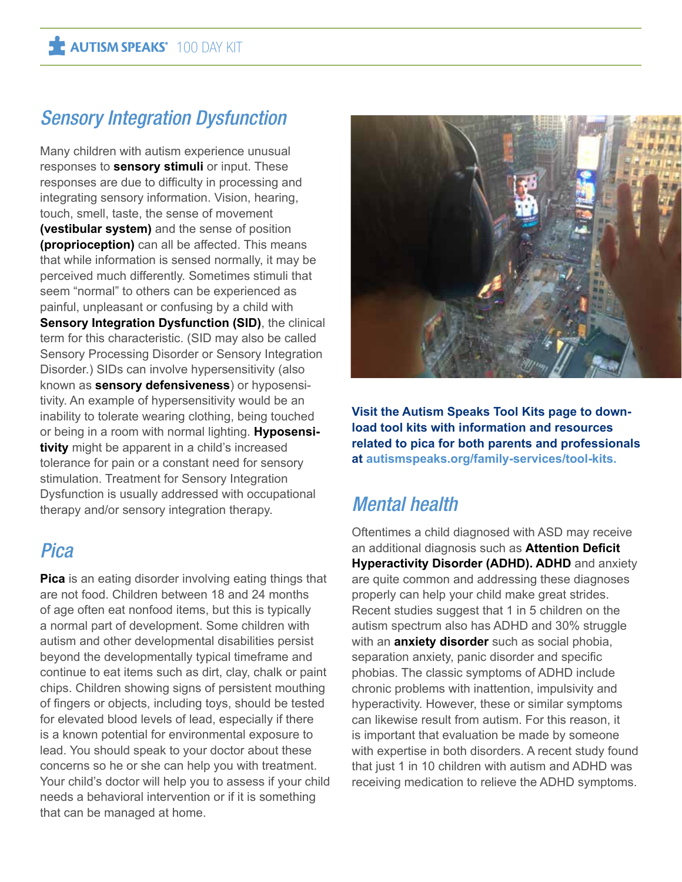## Sensory Integration Dysfunction

Many children with autism experience unusual responses to **sensory stimuli** or input. These responses are due to difficulty in processing and integrating sensory information. Vision, hearing, touch, smell, taste, the sense of movement **(vestibular system)** and the sense of position **(proprioception)** can all be affected. This means that while information is sensed normally, it may be perceived much differently. Sometimes stimuli that seem "normal" to others can be experienced as painful, unpleasant or confusing by a child with **Sensory Integration Dysfunction (SID)**, the clinical term for this characteristic. (SID may also be called Sensory Processing Disorder or Sensory Integration Disorder.) SIDs can involve hypersensitivity (also known as **sensory defensiveness**) or hyposensitivity. An example of hypersensitivity would be an inability to tolerate wearing clothing, being touched or being in a room with normal lighting. **Hyposensitivity** might be apparent in a child's increased tolerance for pain or a constant need for sensory stimulation. Treatment for Sensory Integration Dysfunction is usually addressed with occupational therapy and/or sensory integration therapy.

## Pica

**Pica** is an eating disorder involving eating things that are not food. Children between 18 and 24 months of age often eat nonfood items, but this is typically a normal part of development. Some children with autism and other developmental disabilities persist beyond the developmentally typical timeframe and continue to eat items such as dirt, clay, chalk or paint chips. Children showing signs of persistent mouthing of fingers or objects, including toys, should be tested for elevated blood levels of lead, especially if there is a known potential for environmental exposure to lead. You should speak to your doctor about these concerns so he or she can help you with treatment. Your child's doctor will help you to assess if your child needs a behavioral intervention or if it is something that can be managed at home.

**Visit the Autism Speaks Tool Kits page to download tool kits with information and resources related to pica for both parents and professionals at autismspeaks.org/family-services/tool-kits.**

## Mental health

Oftentimes a child diagnosed with ASD may receive an additional diagnosis such as **Attention Deficit Hyperactivity Disorder (ADHD). ADHD** and anxiety are quite common and addressing these diagnoses properly can help your child make great strides. Recent studies suggest that 1 in 5 children on the autism spectrum also has ADHD and 30% struggle with an **anxiety disorder** such as social phobia, separation anxiety, panic disorder and specific phobias. The classic symptoms of ADHD include chronic problems with inattention, impulsivity and hyperactivity. However, these or similar symptoms can likewise result from autism. For this reason, it is important that evaluation be made by someone with expertise in both disorders. A recent study found that just 1 in 10 children with autism and ADHD was receiving medication to relieve the ADHD symptoms.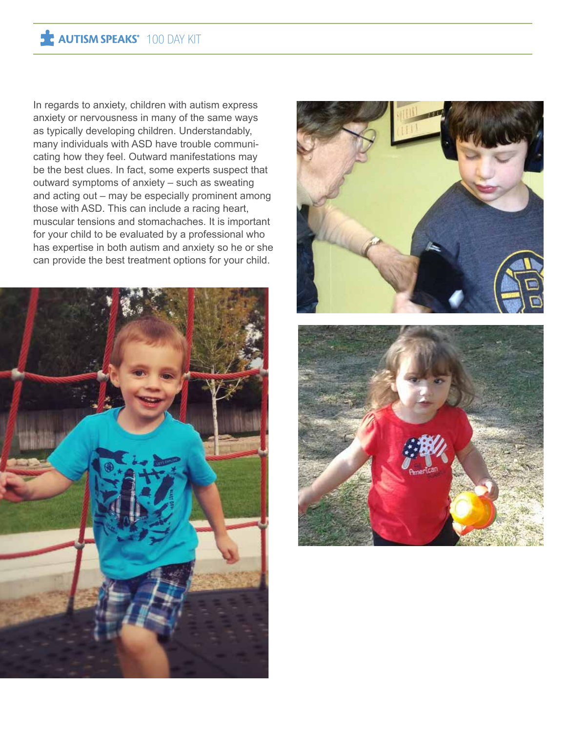In regards to anxiety, children with autism express anxiety or nervousness in many of the same ways as typically developing children. Understandably, many individuals with ASD have trouble communicating how they feel. Outward manifestations may be the best clues. In fact, some experts suspect that outward symptoms of anxiety – such as sweating and acting out – may be especially prominent among those with ASD. This can include a racing heart, muscular tensions and stomachaches. It is important for your child to be evaluated by a professional who has expertise in both autism and anxiety so he or she can provide the best treatment options for your child.